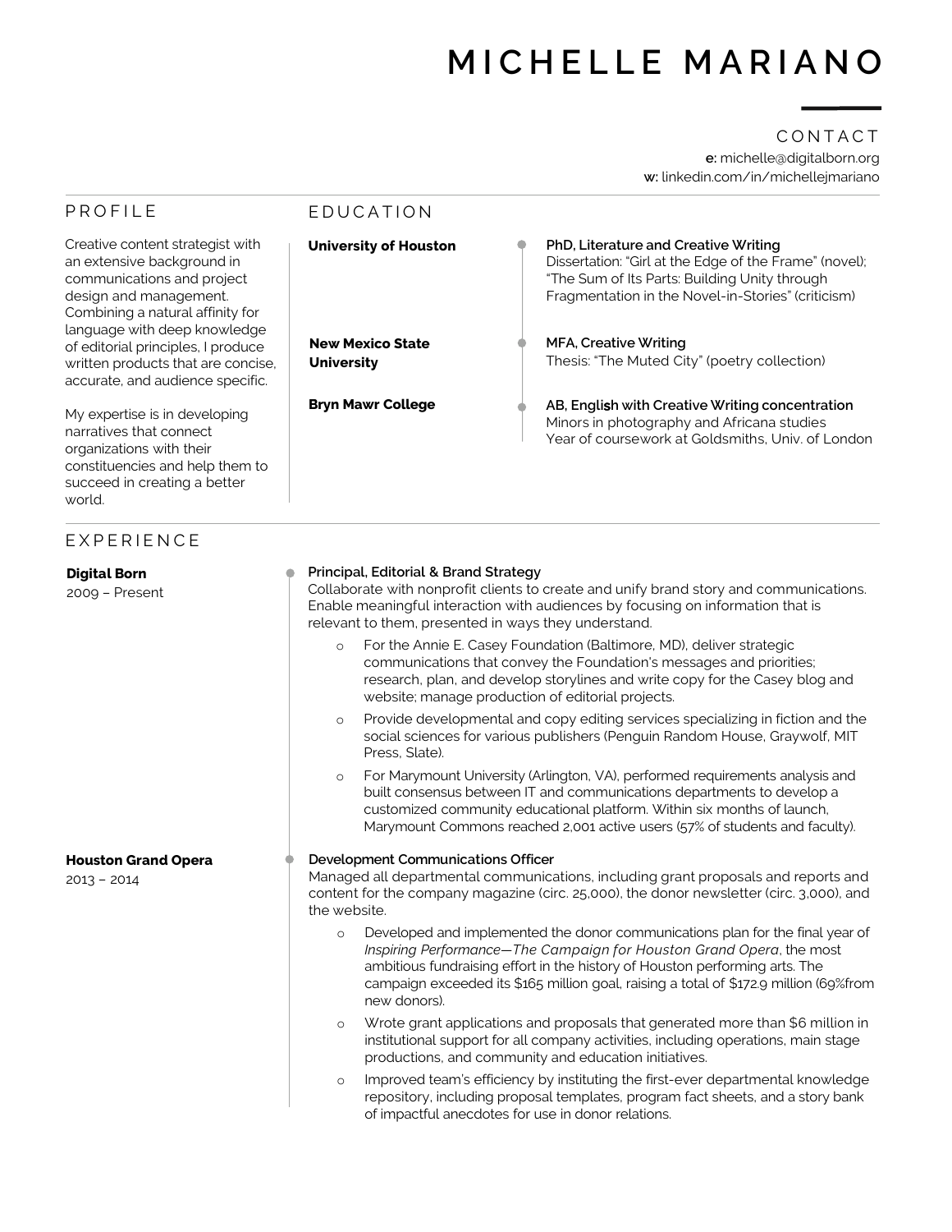# MICHELLE MARIANO

## CONTACT

**e:** michelle@digitalborn.org
**w:** linkedin.com/in/michellejmariano

## PROFILE

Creative content strategist with an extensive background in communications and project design and management. Combining a natural affinity for language with deep knowledge of editorial principles, I produce written products that are concise, accurate, and audience specific.

My expertise is in developing narratives that connect organizations with their constituencies and help them to succeed in creating a better world.

## EDUCATION

**University of Houston**

**PhD, Literature and Creative Writing**
Dissertation: "Girl at the Edge of the Frame" (novel); "The Sum of Its Parts: Building Unity through Fragmentation in the Novel-in-Stories" (criticism)

**New Mexico State University**

**MFA, Creative Writing**
Thesis: "The Muted City" (poetry collection)

**Bryn Mawr College**

**AB, English with Creative Writing concentration**
Minors in photography and Africana studies
Year of coursework at Goldsmiths, Univ. of London

## EXPERIENCE

**Digital Born**
2009 – Present

**Principal, Editorial & Brand Strategy**
Collaborate with nonprofit clients to create and unify brand story and communications. Enable meaningful interaction with audiences by focusing on information that is relevant to them, presented in ways they understand.

- For the Annie E. Casey Foundation (Baltimore, MD), deliver strategic communications that convey the Foundation's messages and priorities; research, plan, and develop storylines and write copy for the Casey blog and website; manage production of editorial projects.
- Provide developmental and copy editing services specializing in fiction and the social sciences for various publishers (Penguin Random House, Graywolf, MIT Press, Slate).
- For Marymount University (Arlington, VA), performed requirements analysis and built consensus between IT and communications departments to develop a customized community educational platform. Within six months of launch, Marymount Commons reached 2,001 active users (57% of students and faculty).

**Houston Grand Opera**
2013 – 2014

**Development Communications Officer**
Managed all departmental communications, including grant proposals and reports and content for the company magazine (circ. 25,000), the donor newsletter (circ. 3,000), and the website.

- Developed and implemented the donor communications plan for the final year of *Inspiring Performance—The Campaign for Houston Grand Opera*, the most ambitious fundraising effort in the history of Houston performing arts. The campaign exceeded its $165 million goal, raising a total of $172.9 million (69%from new donors).
- Wrote grant applications and proposals that generated more than $6 million in institutional support for all company activities, including operations, main stage productions, and community and education initiatives.
- Improved team's efficiency by instituting the first-ever departmental knowledge repository, including proposal templates, program fact sheets, and a story bank of impactful anecdotes for use in donor relations.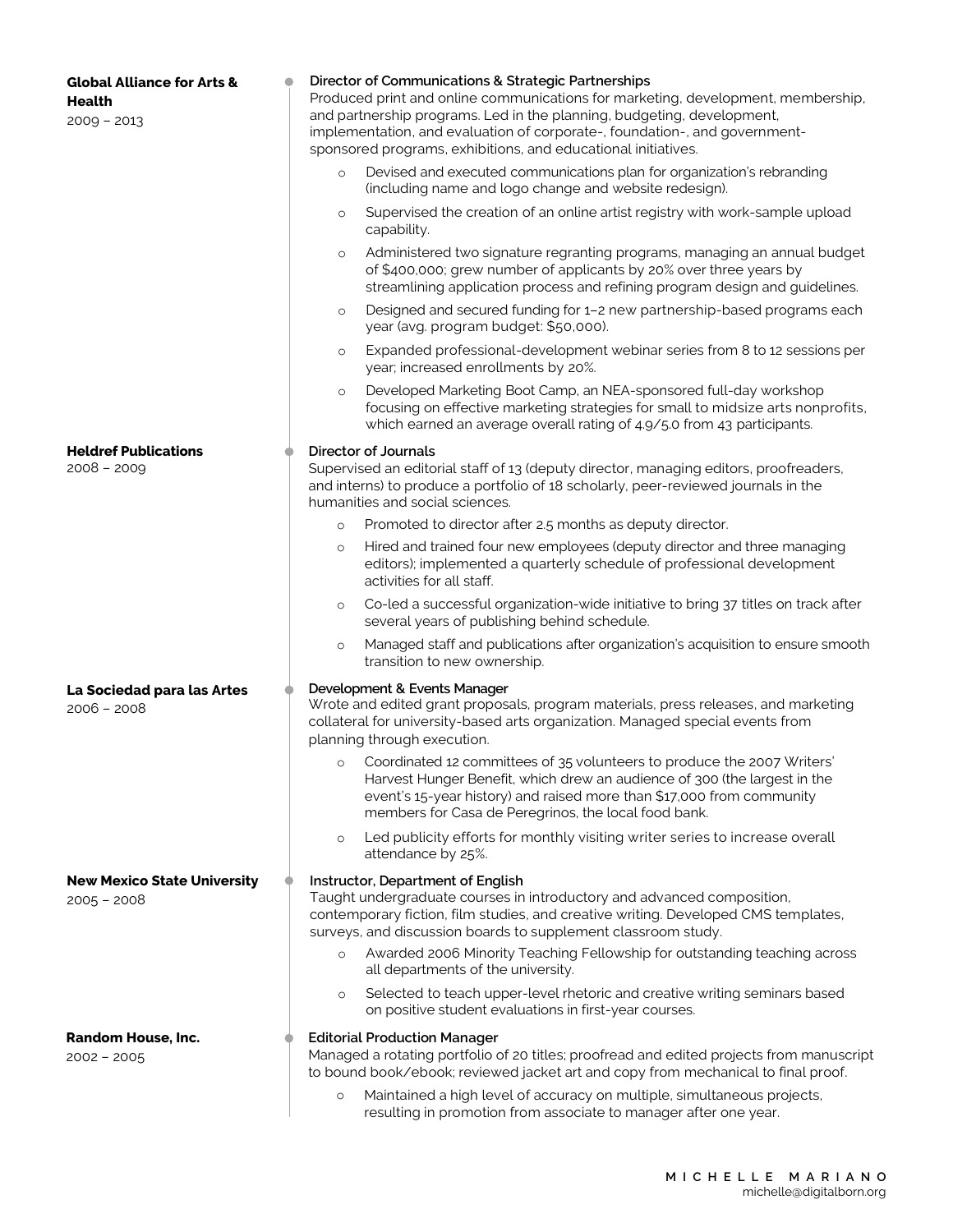**Global Alliance for Arts & Health**
2009 – 2013

**Director of Communications & Strategic Partnerships**
Produced print and online communications for marketing, development, membership, and partnership programs. Led in the planning, budgeting, development, implementation, and evaluation of corporate-, foundation-, and government-sponsored programs, exhibitions, and educational initiatives.

- Devised and executed communications plan for organization's rebranding (including name and logo change and website redesign).
- Supervised the creation of an online artist registry with work-sample upload capability.
- Administered two signature regranting programs, managing an annual budget of $400,000; grew number of applicants by 20% over three years by streamlining application process and refining program design and guidelines.
- Designed and secured funding for 1–2 new partnership-based programs each year (avg. program budget: $50,000).
- Expanded professional-development webinar series from 8 to 12 sessions per year; increased enrollments by 20%.
- Developed Marketing Boot Camp, an NEA-sponsored full-day workshop focusing on effective marketing strategies for small to midsize arts nonprofits, which earned an average overall rating of 4.9/5.0 from 43 participants.

**Heldref Publications**
2008 – 2009

**Director of Journals**
Supervised an editorial staff of 13 (deputy director, managing editors, proofreaders, and interns) to produce a portfolio of 18 scholarly, peer-reviewed journals in the humanities and social sciences.

- Promoted to director after 2.5 months as deputy director.
- Hired and trained four new employees (deputy director and three managing editors); implemented a quarterly schedule of professional development activities for all staff.
- Co-led a successful organization-wide initiative to bring 37 titles on track after several years of publishing behind schedule.
- Managed staff and publications after organization's acquisition to ensure smooth transition to new ownership.

**La Sociedad para las Artes**
2006 – 2008

**Development & Events Manager**
Wrote and edited grant proposals, program materials, press releases, and marketing collateral for university-based arts organization. Managed special events from planning through execution.

- Coordinated 12 committees of 35 volunteers to produce the 2007 Writers' Harvest Hunger Benefit, which drew an audience of 300 (the largest in the event's 15-year history) and raised more than $17,000 from community members for Casa de Peregrinos, the local food bank.
- Led publicity efforts for monthly visiting writer series to increase overall attendance by 25%.

**New Mexico State University**
2005 – 2008

**Instructor, Department of English**
Taught undergraduate courses in introductory and advanced composition, contemporary fiction, film studies, and creative writing. Developed CMS templates, surveys, and discussion boards to supplement classroom study.

- Awarded 2006 Minority Teaching Fellowship for outstanding teaching across all departments of the university.
- Selected to teach upper-level rhetoric and creative writing seminars based on positive student evaluations in first-year courses.

**Random House, Inc.**
2002 – 2005

**Editorial Production Manager**
Managed a rotating portfolio of 20 titles; proofread and edited projects from manuscript to bound book/ebook; reviewed jacket art and copy from mechanical to final proof.

- Maintained a high level of accuracy on multiple, simultaneous projects, resulting in promotion from associate to manager after one year.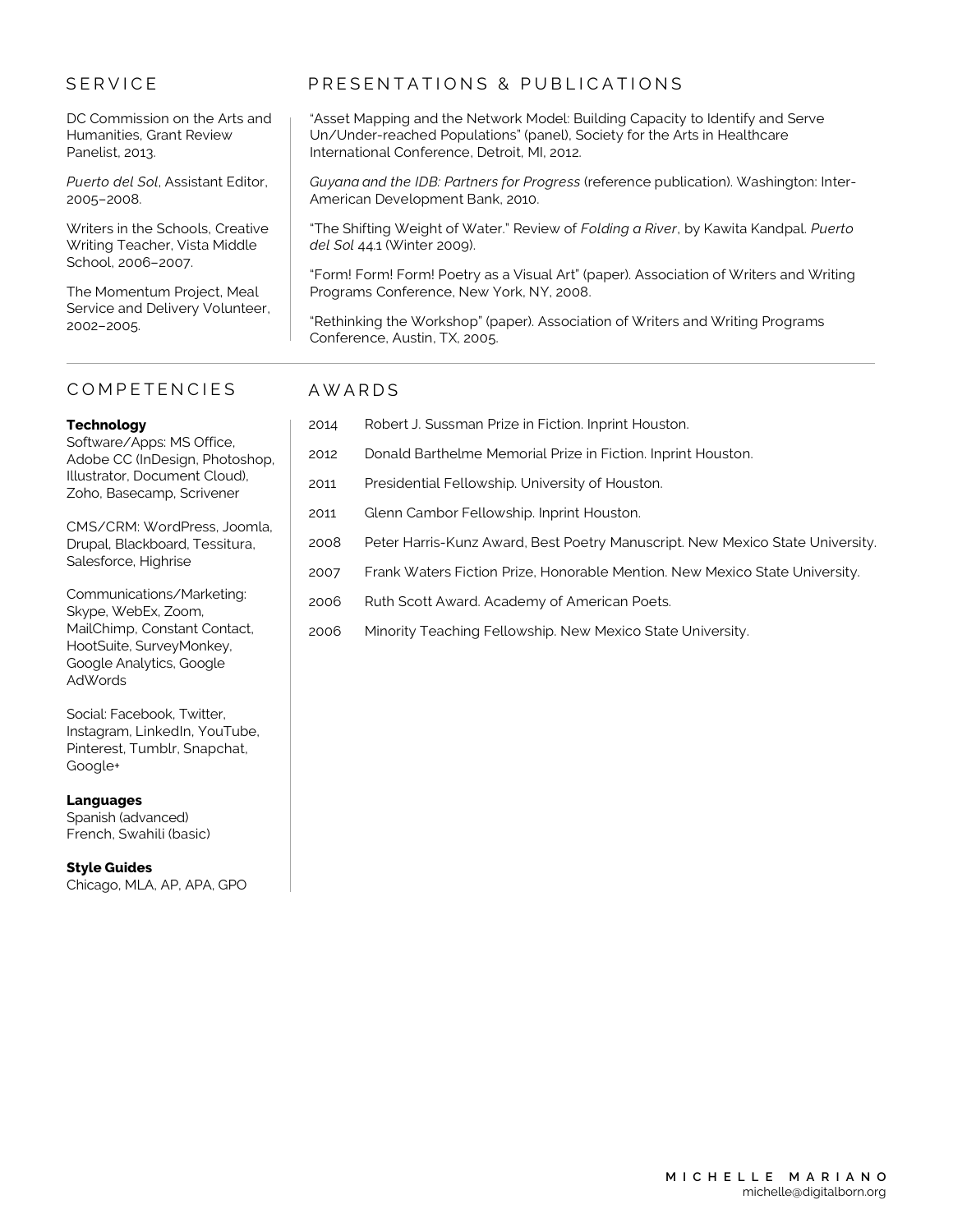## SERVICE

DC Commission on the Arts and Humanities, Grant Review Panelist, 2013.

*Puerto del Sol*, Assistant Editor, 2005–2008.

Writers in the Schools, Creative Writing Teacher, Vista Middle School, 2006–2007.

The Momentum Project, Meal Service and Delivery Volunteer, 2002–2005.

## PRESENTATIONS & PUBLICATIONS

"Asset Mapping and the Network Model: Building Capacity to Identify and Serve Un/Under-reached Populations" (panel), Society for the Arts in Healthcare International Conference, Detroit, MI, 2012.

*Guyana and the IDB: Partners for Progress* (reference publication). Washington: Inter-American Development Bank, 2010.

"The Shifting Weight of Water." Review of *Folding a River*, by Kawita Kandpal. *Puerto del Sol* 44.1 (Winter 2009).

"Form! Form! Form! Poetry as a Visual Art" (paper). Association of Writers and Writing Programs Conference, New York, NY, 2008.

"Rethinking the Workshop" (paper). Association of Writers and Writing Programs Conference, Austin, TX, 2005.

## COMPETENCIES

**Technology**
Software/Apps: MS Office, Adobe CC (InDesign, Photoshop, Illustrator, Document Cloud), Zoho, Basecamp, Scrivener

CMS/CRM: WordPress, Joomla, Drupal, Blackboard, Tessitura, Salesforce, Highrise

Communications/Marketing: Skype, WebEx, Zoom, MailChimp, Constant Contact, HootSuite, SurveyMonkey, Google Analytics, Google AdWords

Social: Facebook, Twitter, Instagram, LinkedIn, YouTube, Pinterest, Tumblr, Snapchat, Google+

**Languages**
Spanish (advanced)
French, Swahili (basic)

**Style Guides**
Chicago, MLA, AP, APA, GPO

## AWARDS

2014 Robert J. Sussman Prize in Fiction. Inprint Houston.

2012 Donald Barthelme Memorial Prize in Fiction. Inprint Houston.

2011 Presidential Fellowship. University of Houston.

2011 Glenn Cambor Fellowship. Inprint Houston.

2008 Peter Harris-Kunz Award, Best Poetry Manuscript. New Mexico State University.

2007 Frank Waters Fiction Prize, Honorable Mention. New Mexico State University.

2006 Ruth Scott Award. Academy of American Poets.

2006 Minority Teaching Fellowship. New Mexico State University.